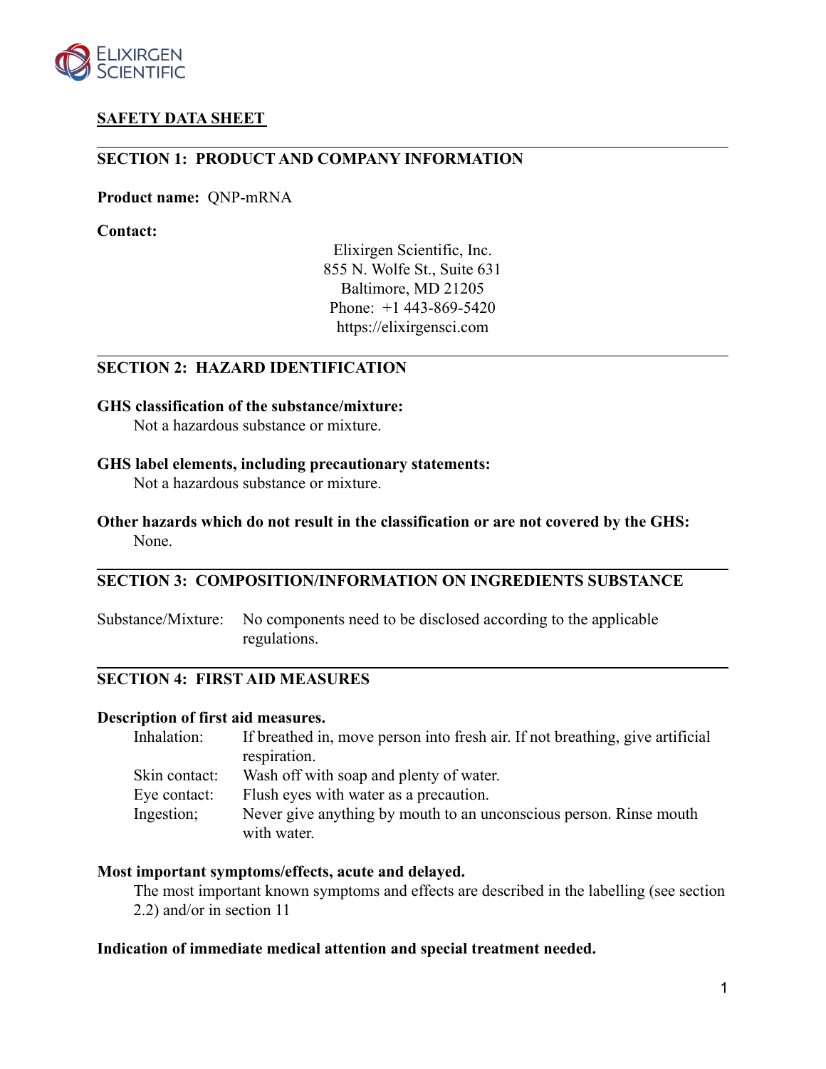ELIXIRGEN SCIENTIFIC

# SAFETY DATA SHEET

## SECTION 1: PRODUCT AND COMPANY INFORMATION

**Product name:** QNP-mRNA

**Contact:**

Elixirgen Scientific, Inc.
855 N. Wolfe St., Suite 631
Baltimore, MD 21205
Phone: +1 443-869-5420
https://elixirgensci.com

## SECTION 2: HAZARD IDENTIFICATION

**GHS classification of the substance/mixture:**
Not a hazardous substance or mixture.

**GHS label elements, including precautionary statements:**
Not a hazardous substance or mixture.

**Other hazards which do not result in the classification or are not covered by the GHS:**
None.

## SECTION 3: COMPOSITION/INFORMATION ON INGREDIENTS SUBSTANCE

Substance/Mixture: No components need to be disclosed according to the applicable regulations.

## SECTION 4: FIRST AID MEASURES

**Description of first aid measures.**

Inhalation: If breathed in, move person into fresh air. If not breathing, give artificial respiration.
Skin contact: Wash off with soap and plenty of water.
Eye contact: Flush eyes with water as a precaution.
Ingestion; Never give anything by mouth to an unconscious person. Rinse mouth with water.

**Most important symptoms/effects, acute and delayed.**
The most important known symptoms and effects are described in the labelling (see section 2.2) and/or in section 11

**Indication of immediate medical attention and special treatment needed.**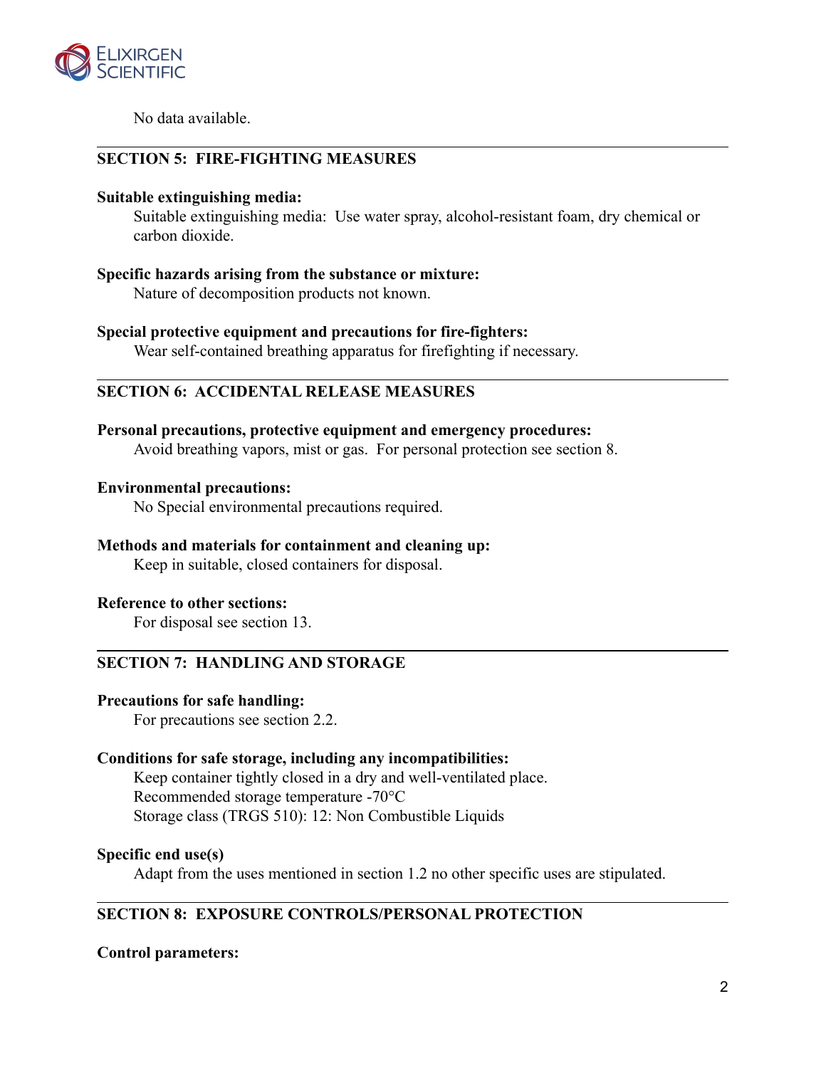No data available.

## SECTION 5: FIRE-FIGHTING MEASURES

**Suitable extinguishing media:**

Suitable extinguishing media: Use water spray, alcohol-resistant foam, dry chemical or carbon dioxide.

**Specific hazards arising from the substance or mixture:**

Nature of decomposition products not known.

**Special protective equipment and precautions for fire-fighters:**

Wear self-contained breathing apparatus for firefighting if necessary.

## SECTION 6: ACCIDENTAL RELEASE MEASURES

**Personal precautions, protective equipment and emergency procedures:**

Avoid breathing vapors, mist or gas. For personal protection see section 8.

**Environmental precautions:**

No Special environmental precautions required.

**Methods and materials for containment and cleaning up:**

Keep in suitable, closed containers for disposal.

**Reference to other sections:**

For disposal see section 13.

## SECTION 7: HANDLING AND STORAGE

**Precautions for safe handling:**

For precautions see section 2.2.

**Conditions for safe storage, including any incompatibilities:**

Keep container tightly closed in a dry and well-ventilated place.
Recommended storage temperature -70°C
Storage class (TRGS 510): 12: Non Combustible Liquids

**Specific end use(s)**

Adapt from the uses mentioned in section 1.2 no other specific uses are stipulated.

## SECTION 8: EXPOSURE CONTROLS/PERSONAL PROTECTION

**Control parameters:**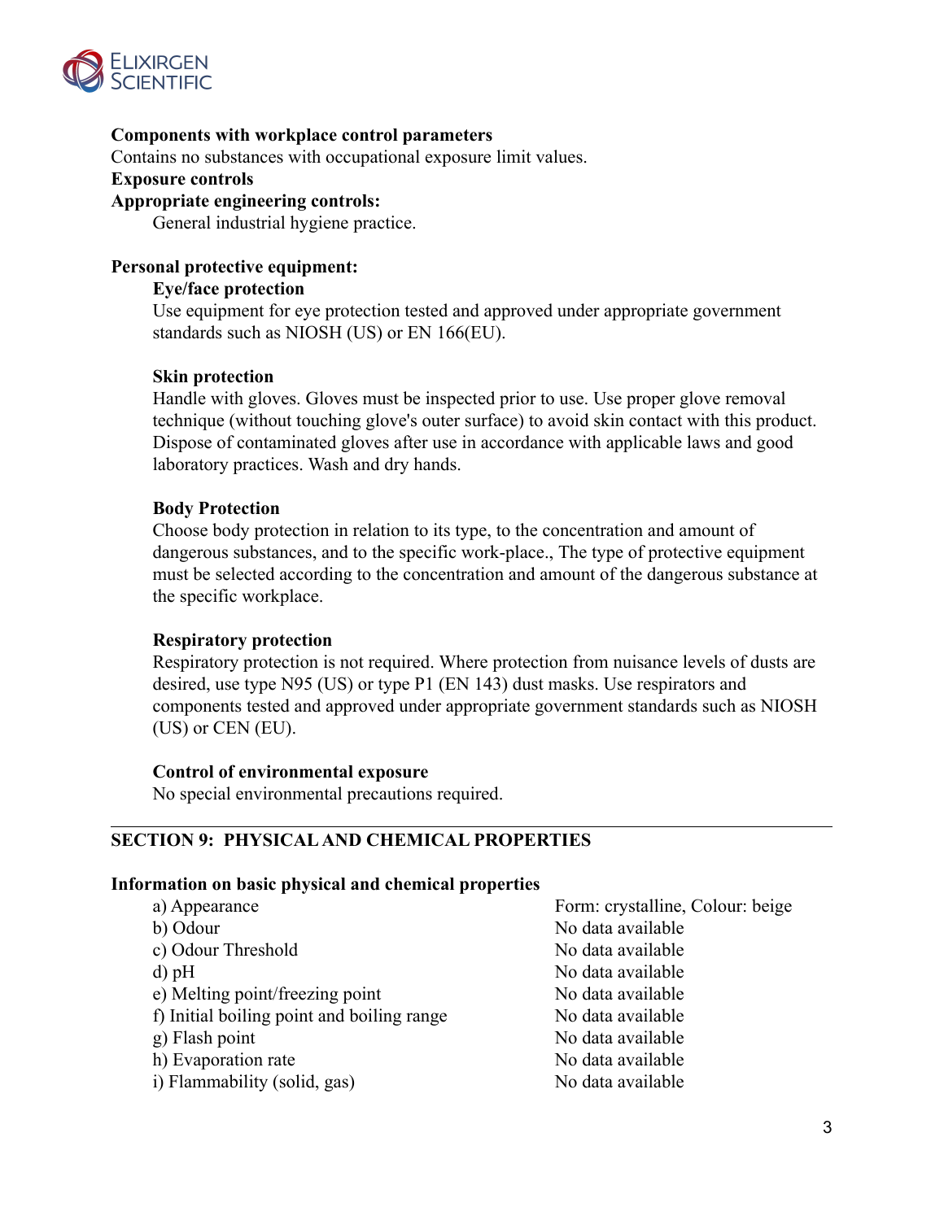**Components with workplace control parameters**

Contains no substances with occupational exposure limit values.

**Exposure controls**

**Appropriate engineering controls:**

General industrial hygiene practice.

**Personal protective equipment:**

**Eye/face protection**

Use equipment for eye protection tested and approved under appropriate government standards such as NIOSH (US) or EN 166(EU).

**Skin protection**

Handle with gloves. Gloves must be inspected prior to use. Use proper glove removal technique (without touching glove's outer surface) to avoid skin contact with this product. Dispose of contaminated gloves after use in accordance with applicable laws and good laboratory practices. Wash and dry hands.

**Body Protection**

Choose body protection in relation to its type, to the concentration and amount of dangerous substances, and to the specific work-place., The type of protective equipment must be selected according to the concentration and amount of the dangerous substance at the specific workplace.

**Respiratory protection**

Respiratory protection is not required. Where protection from nuisance levels of dusts are desired, use type N95 (US) or type P1 (EN 143) dust masks. Use respirators and components tested and approved under appropriate government standards such as NIOSH (US) or CEN (EU).

**Control of environmental exposure**

No special environmental precautions required.

---

## SECTION 9: PHYSICAL AND CHEMICAL PROPERTIES

**Information on basic physical and chemical properties**

| Property | Value |
|---|---|
| a) Appearance | Form: crystalline, Colour: beige |
| b) Odour | No data available |
| c) Odour Threshold | No data available |
| d) pH | No data available |
| e) Melting point/freezing point | No data available |
| f) Initial boiling point and boiling range | No data available |
| g) Flash point | No data available |
| h) Evaporation rate | No data available |
| i) Flammability (solid, gas) | No data available |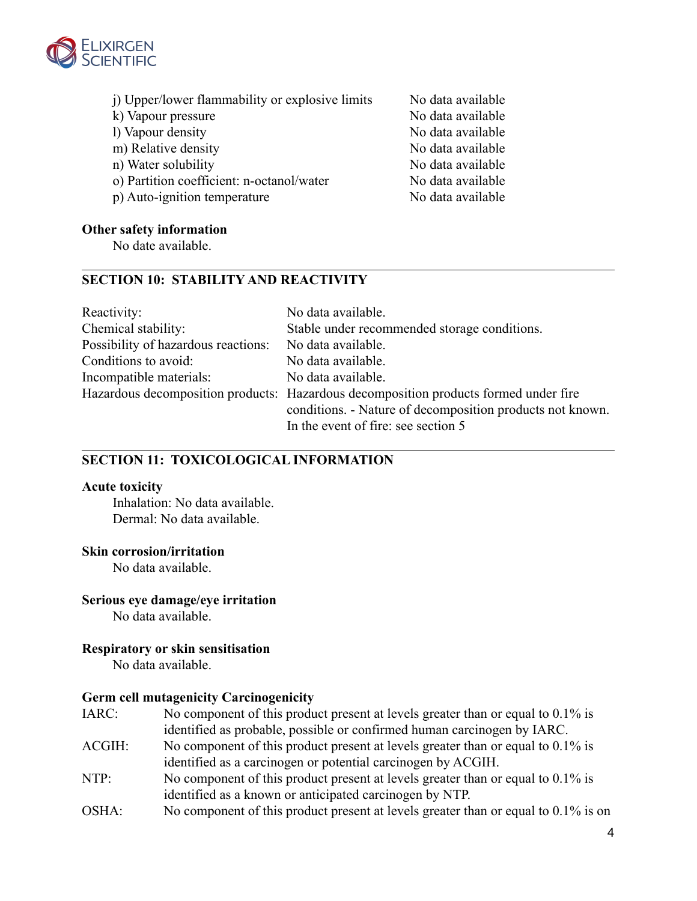| | |
|---|---|
| j) Upper/lower flammability or explosive limits | No data available |
| k) Vapour pressure | No data available |
| l) Vapour density | No data available |
| m) Relative density | No data available |
| n) Water solubility | No data available |
| o) Partition coefficient: n-octanol/water | No data available |
| p) Auto-ignition temperature | No data available |

**Other safety information**

No date available.

## SECTION 10: STABILITY AND REACTIVITY

| | |
|---|---|
| Reactivity: | No data available. |
| Chemical stability: | Stable under recommended storage conditions. |
| Possibility of hazardous reactions: | No data available. |
| Conditions to avoid: | No data available. |
| Incompatible materials: | No data available. |
| Hazardous decomposition products: | Hazardous decomposition products formed under fire conditions. - Nature of decomposition products not known. In the event of fire: see section 5 |

## SECTION 11: TOXICOLOGICAL INFORMATION

**Acute toxicity**

Inhalation: No data available.
Dermal: No data available.

**Skin corrosion/irritation**

No data available.

**Serious eye damage/eye irritation**

No data available.

**Respiratory or skin sensitisation**

No data available.

**Germ cell mutagenicity Carcinogenicity**

| | |
|---|---|
| IARC: | No component of this product present at levels greater than or equal to 0.1% is identified as probable, possible or confirmed human carcinogen by IARC. |
| ACGIH: | No component of this product present at levels greater than or equal to 0.1% is identified as a carcinogen or potential carcinogen by ACGIH. |
| NTP: | No component of this product present at levels greater than or equal to 0.1% is identified as a known or anticipated carcinogen by NTP. |
| OSHA: | No component of this product present at levels greater than or equal to 0.1% is on |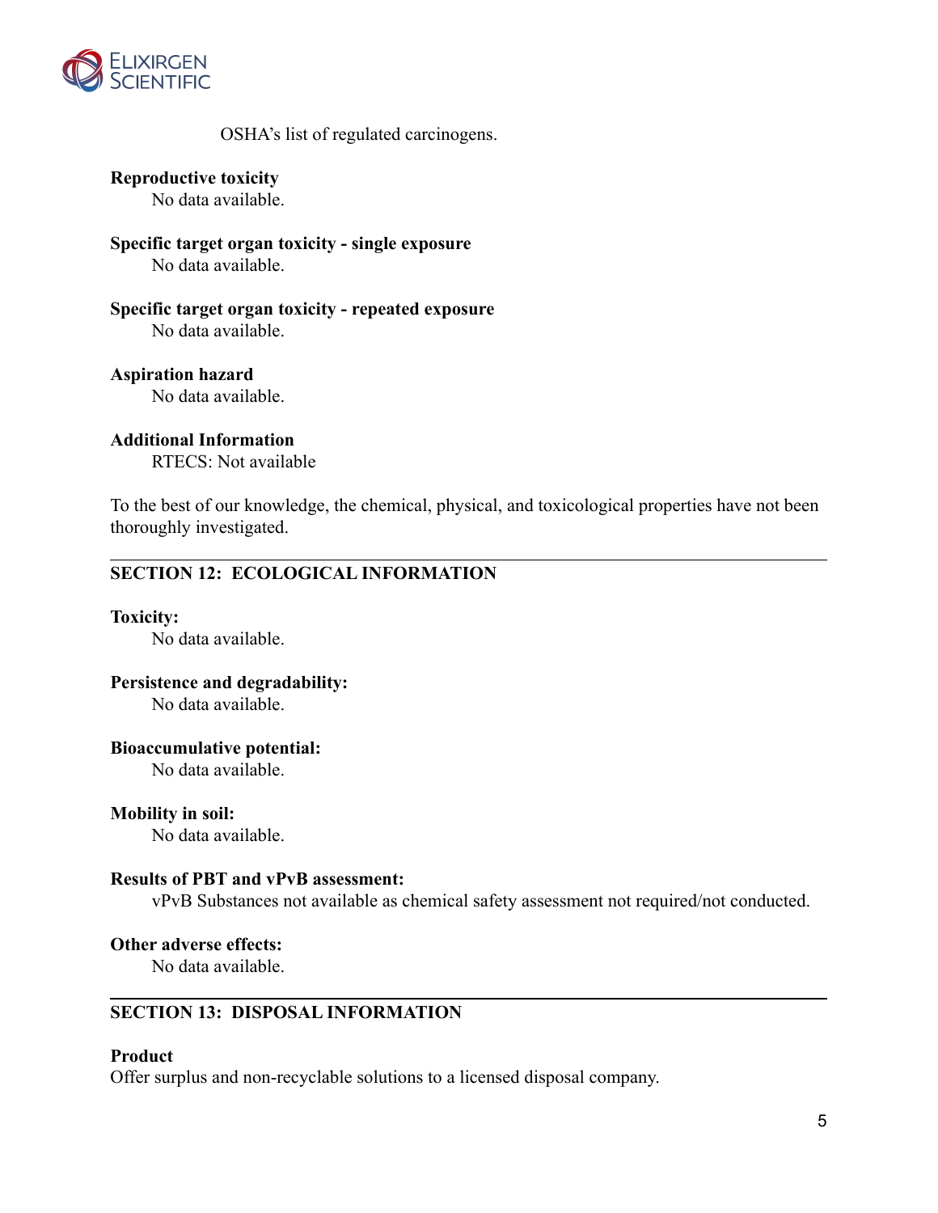OSHA's list of regulated carcinogens.

**Reproductive toxicity**
No data available.

**Specific target organ toxicity - single exposure**
No data available.

**Specific target organ toxicity - repeated exposure**
No data available.

**Aspiration hazard**
No data available.

**Additional Information**
RTECS: Not available

To the best of our knowledge, the chemical, physical, and toxicological properties have not been thoroughly investigated.

---

## SECTION 12: ECOLOGICAL INFORMATION

**Toxicity:**
No data available.

**Persistence and degradability:**
No data available.

**Bioaccumulative potential:**
No data available.

**Mobility in soil:**
No data available.

**Results of PBT and vPvB assessment:**
vPvB Substances not available as chemical safety assessment not required/not conducted.

**Other adverse effects:**
No data available.

---

## SECTION 13: DISPOSAL INFORMATION

**Product**
Offer surplus and non-recyclable solutions to a licensed disposal company.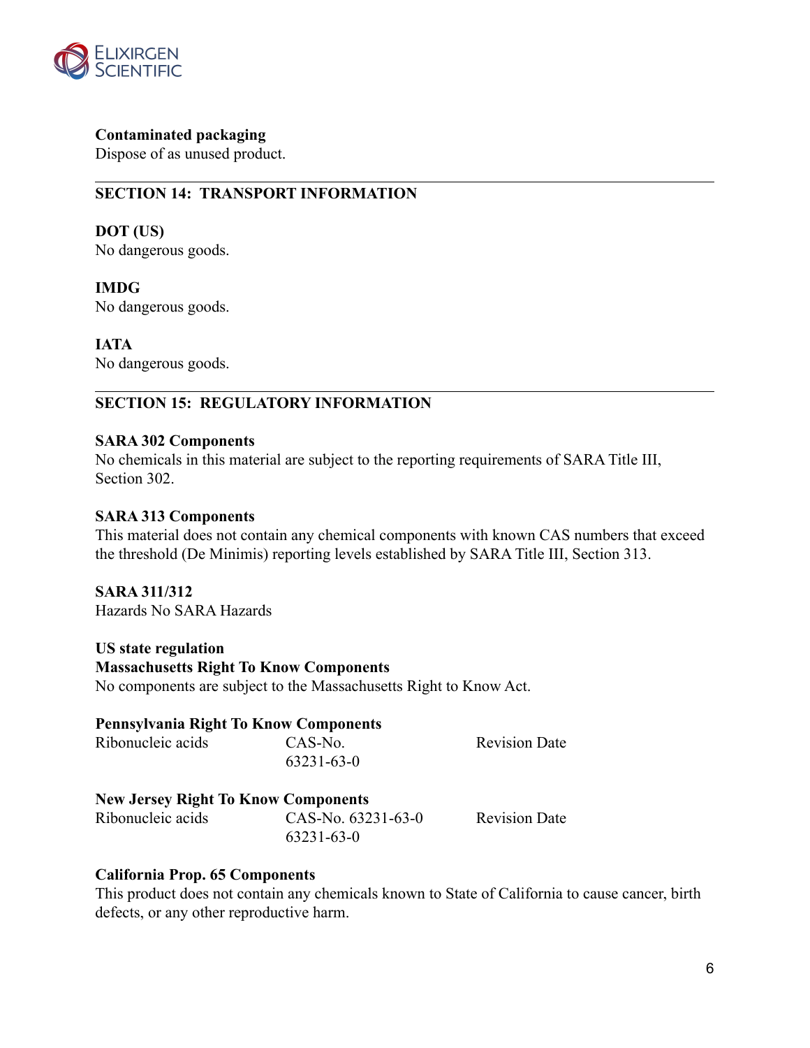**Contaminated packaging**
Dispose of as unused product.

---

## SECTION 14: TRANSPORT INFORMATION

**DOT (US)**
No dangerous goods.

**IMDG**
No dangerous goods.

**IATA**
No dangerous goods.

---

## SECTION 15: REGULATORY INFORMATION

**SARA 302 Components**
No chemicals in this material are subject to the reporting requirements of SARA Title III, Section 302.

**SARA 313 Components**
This material does not contain any chemical components with known CAS numbers that exceed the threshold (De Minimis) reporting levels established by SARA Title III, Section 313.

**SARA 311/312**
Hazards No SARA Hazards

**US state regulation**
**Massachusetts Right To Know Components**
No components are subject to the Massachusetts Right to Know Act.

**Pennsylvania Right To Know Components**

| Ribonucleic acids | CAS-No. 63231-63-0 | Revision Date |
|---|---|---|

**New Jersey Right To Know Components**

| Ribonucleic acids | CAS-No. 63231-63-0 63231-63-0 | Revision Date |
|---|---|---|

**California Prop. 65 Components**
This product does not contain any chemicals known to State of California to cause cancer, birth defects, or any other reproductive harm.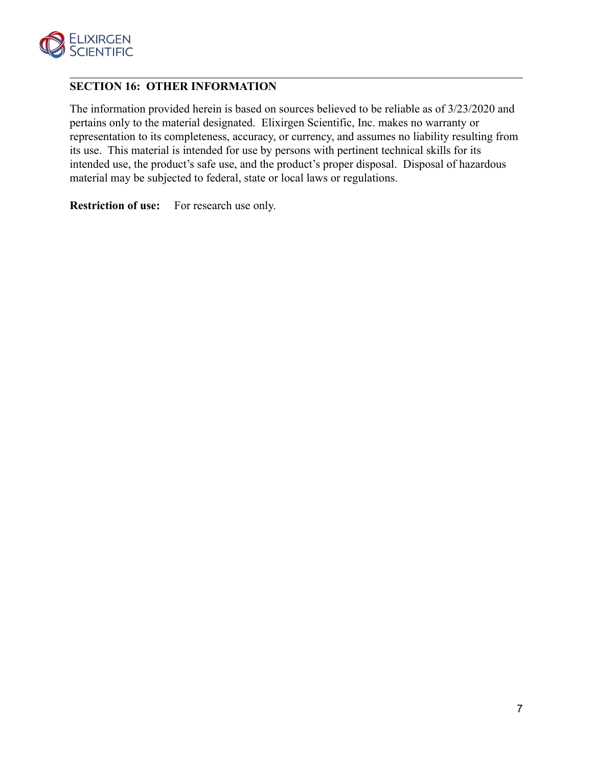## SECTION 16: OTHER INFORMATION

The information provided herein is based on sources believed to be reliable as of 3/23/2020 and pertains only to the material designated. Elixirgen Scientific, Inc. makes no warranty or representation to its completeness, accuracy, or currency, and assumes no liability resulting from its use. This material is intended for use by persons with pertinent technical skills for its intended use, the product's safe use, and the product's proper disposal. Disposal of hazardous material may be subjected to federal, state or local laws or regulations.

**Restriction of use:** For research use only.